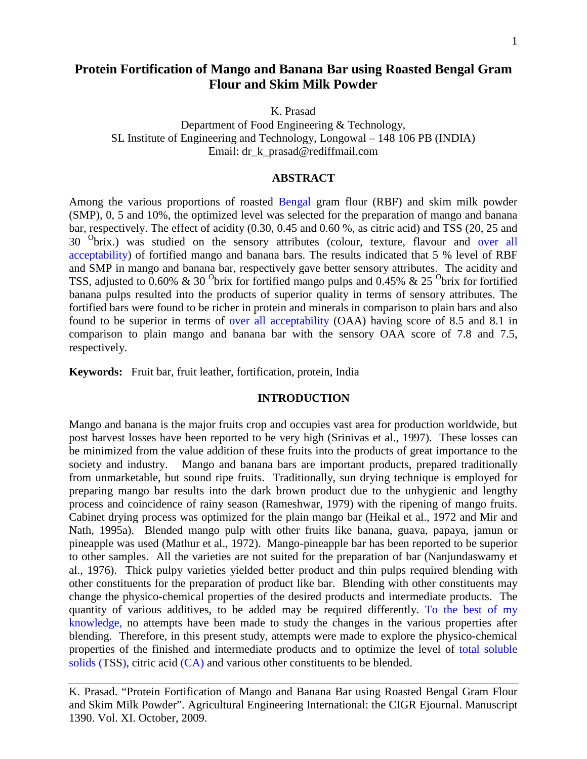# Protein Fortification of Mango and Banana Bar using Roasted Bengal Gram Flour and Skim Milk Powder

K. Prasad

Department of Food Engineering & Technology,
SL Institute of Engineering and Technology, Longowal – 148 106 PB (INDIA)
Email: dr_k_prasad@rediffmail.com

## ABSTRACT

Among the various proportions of roasted Bengal gram flour (RBF) and skim milk powder (SMP), 0, 5 and 10%, the optimized level was selected for the preparation of mango and banana bar, respectively. The effect of acidity (0.30, 0.45 and 0.60 %, as citric acid) and TSS (20, 25 and 30 $^{O}$brix.) was studied on the sensory attributes (colour, texture, flavour and over all acceptability) of fortified mango and banana bars. The results indicated that 5 % level of RBF and SMP in mango and banana bar, respectively gave better sensory attributes. The acidity and TSS, adjusted to 0.60% & 30 $^{O}$brix for fortified mango pulps and 0.45% & 25 $^{O}$brix for fortified banana pulps resulted into the products of superior quality in terms of sensory attributes. The fortified bars were found to be richer in protein and minerals in comparison to plain bars and also found to be superior in terms of over all acceptability (OAA) having score of 8.5 and 8.1 in comparison to plain mango and banana bar with the sensory OAA score of 7.8 and 7.5, respectively.

**Keywords:** Fruit bar, fruit leather, fortification, protein, India

## INTRODUCTION

Mango and banana is the major fruits crop and occupies vast area for production worldwide, but post harvest losses have been reported to be very high (Srinivas et al., 1997). These losses can be minimized from the value addition of these fruits into the products of great importance to the society and industry. Mango and banana bars are important products, prepared traditionally from unmarketable, but sound ripe fruits. Traditionally, sun drying technique is employed for preparing mango bar results into the dark brown product due to the unhygienic and lengthy process and coincidence of rainy season (Rameshwar, 1979) with the ripening of mango fruits. Cabinet drying process was optimized for the plain mango bar (Heikal et al., 1972 and Mir and Nath, 1995a). Blended mango pulp with other fruits like banana, guava, papaya, jamun or pineapple was used (Mathur et al., 1972). Mango-pineapple bar has been reported to be superior to other samples. All the varieties are not suited for the preparation of bar (Nanjundaswamy et al., 1976). Thick pulpy varieties yielded better product and thin pulps required blending with other constituents for the preparation of product like bar. Blending with other constituents may change the physico-chemical properties of the desired products and intermediate products. The quantity of various additives, to be added may be required differently. To the best of my knowledge, no attempts have been made to study the changes in the various properties after blending. Therefore, in this present study, attempts were made to explore the physico-chemical properties of the finished and intermediate products and to optimize the level of total soluble solids (TSS), citric acid (CA) and various other constituents to be blended.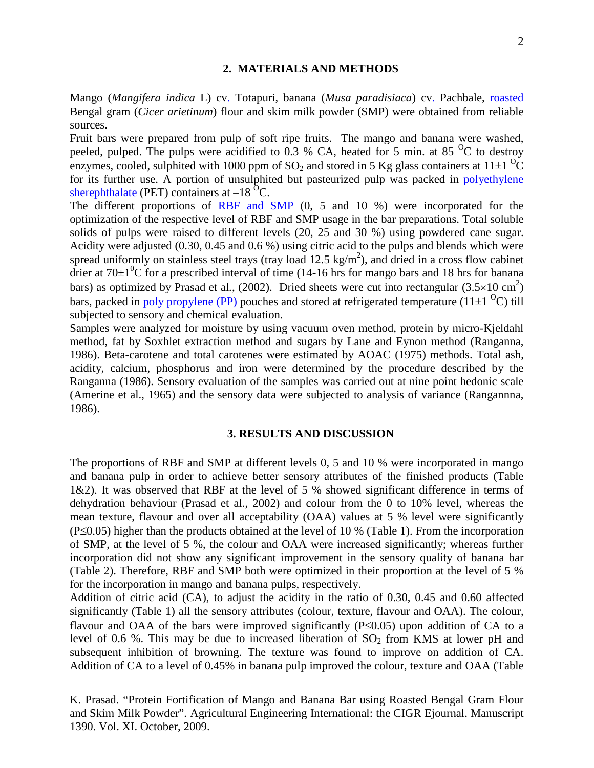## 2. MATERIALS AND METHODS

Mango (*Mangifera indica* L) cv. Totapuri, banana (*Musa paradisiaca*) cv. Pachbale, roasted Bengal gram (*Cicer arietinum*) flour and skim milk powder (SMP) were obtained from reliable sources.

Fruit bars were prepared from pulp of soft ripe fruits. The mango and banana were washed, peeled, pulped. The pulps were acidified to 0.3 % CA, heated for 5 min. at 85 $^{O}$C to destroy enzymes, cooled, sulphited with 1000 ppm of $SO_2$ and stored in 5 Kg glass containers at 11±1 $^{O}$C for its further use. A portion of unsulphited but pasteurized pulp was packed in polyethylene sherephthalate (PET) containers at –18 $^{O}$C.

The different proportions of RBF and SMP (0, 5 and 10 %) were incorporated for the optimization of the respective level of RBF and SMP usage in the bar preparations. Total soluble solids of pulps were raised to different levels (20, 25 and 30 %) using powdered cane sugar. Acidity were adjusted (0.30, 0.45 and 0.6 %) using citric acid to the pulps and blends which were spread uniformly on stainless steel trays (tray load 12.5 kg/m$^2$), and dried in a cross flow cabinet drier at 70±1$^0$C for a prescribed interval of time (14-16 hrs for mango bars and 18 hrs for banana bars) as optimized by Prasad et al., (2002). Dried sheets were cut into rectangular (3.5×10 cm$^2$) bars, packed in poly propylene (PP) pouches and stored at refrigerated temperature (11±1 $^{O}$C) till subjected to sensory and chemical evaluation.

Samples were analyzed for moisture by using vacuum oven method, protein by micro-Kjeldahl method, fat by Soxhlet extraction method and sugars by Lane and Eynon method (Ranganna, 1986). Beta-carotene and total carotenes were estimated by AOAC (1975) methods. Total ash, acidity, calcium, phosphorus and iron were determined by the procedure described by the Ranganna (1986). Sensory evaluation of the samples was carried out at nine point hedonic scale (Amerine et al., 1965) and the sensory data were subjected to analysis of variance (Rangannna, 1986).

## 3. RESULTS AND DISCUSSION

The proportions of RBF and SMP at different levels 0, 5 and 10 % were incorporated in mango and banana pulp in order to achieve better sensory attributes of the finished products (Table 1&2). It was observed that RBF at the level of 5 % showed significant difference in terms of dehydration behaviour (Prasad et al., 2002) and colour from the 0 to 10% level, whereas the mean texture, flavour and over all acceptability (OAA) values at 5 % level were significantly ($P \leq 0.05$) higher than the products obtained at the level of 10 % (Table 1). From the incorporation of SMP, at the level of 5 %, the colour and OAA were increased significantly; whereas further incorporation did not show any significant improvement in the sensory quality of banana bar (Table 2). Therefore, RBF and SMP both were optimized in their proportion at the level of 5 % for the incorporation in mango and banana pulps, respectively.

Addition of citric acid (CA), to adjust the acidity in the ratio of 0.30, 0.45 and 0.60 affected significantly (Table 1) all the sensory attributes (colour, texture, flavour and OAA). The colour, flavour and OAA of the bars were improved significantly ($P \leq 0.05$) upon addition of CA to a level of 0.6 %. This may be due to increased liberation of $SO_2$ from KMS at lower pH and subsequent inhibition of browning. The texture was found to improve on addition of CA. Addition of CA to a level of 0.45% in banana pulp improved the colour, texture and OAA (Table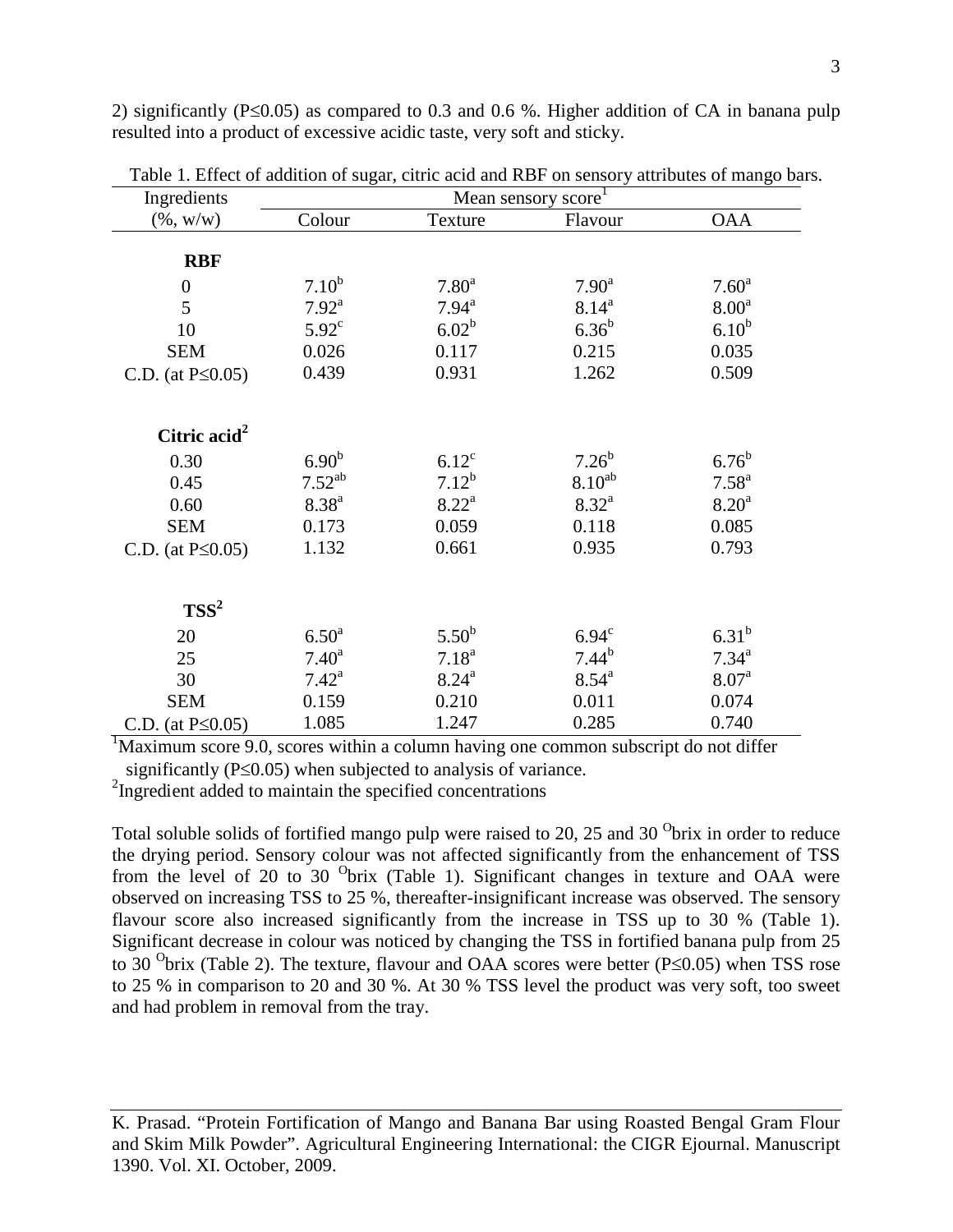2) significantly (P≤0.05) as compared to 0.3 and 0.6 %. Higher addition of CA in banana pulp resulted into a product of excessive acidic taste, very soft and sticky.

Table 1. Effect of addition of sugar, citric acid and RBF on sensory attributes of mango bars.

| Ingredients (%, w/w) | Mean sensory score[1] | | | |
|---|---|---|---|---|
| | Colour | Texture | Flavour | OAA |
| **RBF** | | | | |
| 0 | $7.10^{b}$ | $7.80^{a}$ | $7.90^{a}$ | $7.60^{a}$ |
| 5 | $7.92^{a}$ | $7.94^{a}$ | $8.14^{a}$ | $8.00^{a}$ |
| 10 | $5.92^{c}$ | $6.02^{b}$ | $6.36^{b}$ | $6.10^{b}$ |
| SEM | 0.026 | 0.117 | 0.215 | 0.035 |
| C.D. (at P≤0.05) | 0.439 | 0.931 | 1.262 | 0.509 |
| **Citric acid[2]** | | | | |
| 0.30 | $6.90^{b}$ | $6.12^{c}$ | $7.26^{b}$ | $6.76^{b}$ |
| 0.45 | $7.52^{ab}$ | $7.12^{b}$ | $8.10^{ab}$ | $7.58^{a}$ |
| 0.60 | $8.38^{a}$ | $8.22^{a}$ | $8.32^{a}$ | $8.20^{a}$ |
| SEM | 0.173 | 0.059 | 0.118 | 0.085 |
| C.D. (at P≤0.05) | 1.132 | 0.661 | 0.935 | 0.793 |
| **TSS[2]** | | | | |
| 20 | $6.50^{a}$ | $5.50^{b}$ | $6.94^{c}$ | $6.31^{b}$ |
| 25 | $7.40^{a}$ | $7.18^{a}$ | $7.44^{b}$ | $7.34^{a}$ |
| 30 | $7.42^{a}$ | $8.24^{a}$ | $8.54^{a}$ | $8.07^{a}$ |
| SEM | 0.159 | 0.210 | 0.011 | 0.074 |
| C.D. (at P≤0.05) | 1.085 | 1.247 | 0.285 | 0.740 |

[1]Maximum score 9.0, scores within a column having one common subscript do not differ significantly (P≤0.05) when subjected to analysis of variance.
[2]Ingredient added to maintain the specified concentrations

Total soluble solids of fortified mango pulp were raised to 20, 25 and 30 $^{O}$brix in order to reduce the drying period. Sensory colour was not affected significantly from the enhancement of TSS from the level of 20 to 30 $^{O}$brix (Table 1). Significant changes in texture and OAA were observed on increasing TSS to 25 %, thereafter-insignificant increase was observed. The sensory flavour score also increased significantly from the increase in TSS up to 30 % (Table 1). Significant decrease in colour was noticed by changing the TSS in fortified banana pulp from 25 to 30 $^{O}$brix (Table 2). The texture, flavour and OAA scores were better (P≤0.05) when TSS rose to 25 % in comparison to 20 and 30 %. At 30 % TSS level the product was very soft, too sweet and had problem in removal from the tray.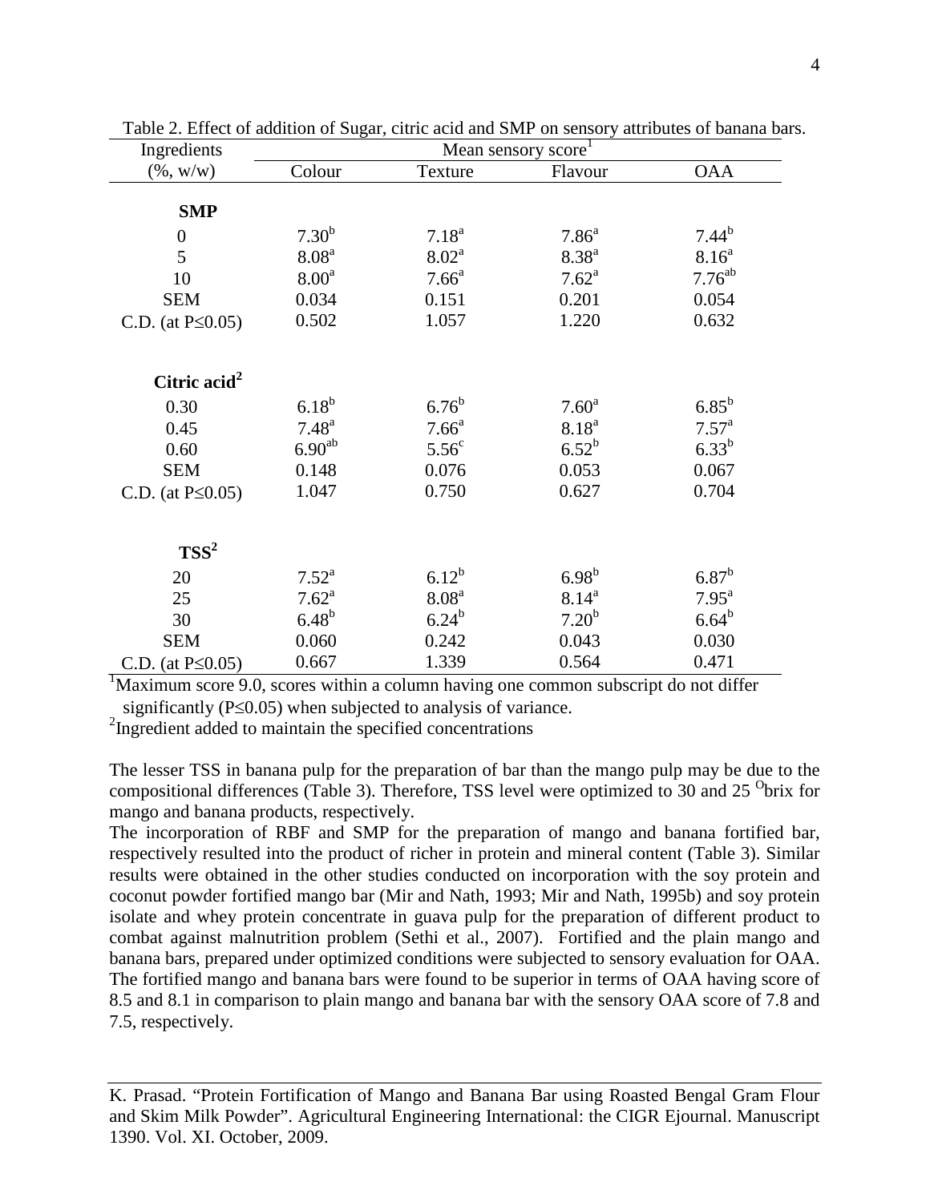Table 2. Effect of addition of Sugar, citric acid and SMP on sensory attributes of banana bars.

| Ingredients | Mean sensory score[1] | | | |
|---|---|---|---|---|
| (%, w/w) | Colour | Texture | Flavour | OAA |
| **SMP** | | | | |
| 0 | 7.30[b] | 7.18[a] | 7.86[a] | 7.44[b] |
| 5 | 8.08[a] | 8.02[a] | 8.38[a] | 8.16[a] |
| 10 | 8.00[a] | 7.66[a] | 7.62[a] | 7.76[ab] |
| SEM | 0.034 | 0.151 | 0.201 | 0.054 |
| C.D. (at P≤0.05) | 0.502 | 1.057 | 1.220 | 0.632 |
| **Citric acid[2]** | | | | |
| 0.30 | 6.18[b] | 6.76[b] | 7.60[a] | 6.85[b] |
| 0.45 | 7.48[a] | 7.66[a] | 8.18[a] | 7.57[a] |
| 0.60 | 6.90[ab] | 5.56[c] | 6.52[b] | 6.33[b] |
| SEM | 0.148 | 0.076 | 0.053 | 0.067 |
| C.D. (at P≤0.05) | 1.047 | 0.750 | 0.627 | 0.704 |
| **TSS[2]** | | | | |
| 20 | 7.52[a] | 6.12[b] | 6.98[b] | 6.87[b] |
| 25 | 7.62[a] | 8.08[a] | 8.14[a] | 7.95[a] |
| 30 | 6.48[b] | 6.24[b] | 7.20[b] | 6.64[b] |
| SEM | 0.060 | 0.242 | 0.043 | 0.030 |
| C.D. (at P≤0.05) | 0.667 | 1.339 | 0.564 | 0.471 |

[1]Maximum score 9.0, scores within a column having one common subscript do not differ significantly (P≤0.05) when subjected to analysis of variance.
[2]Ingredient added to maintain the specified concentrations

The lesser TSS in banana pulp for the preparation of bar than the mango pulp may be due to the compositional differences (Table 3). Therefore, TSS level were optimized to 30 and 25 $^{O}$brix for mango and banana products, respectively.
The incorporation of RBF and SMP for the preparation of mango and banana fortified bar, respectively resulted into the product of richer in protein and mineral content (Table 3). Similar results were obtained in the other studies conducted on incorporation with the soy protein and coconut powder fortified mango bar (Mir and Nath, 1993; Mir and Nath, 1995b) and soy protein isolate and whey protein concentrate in guava pulp for the preparation of different product to combat against malnutrition problem (Sethi et al., 2007). Fortified and the plain mango and banana bars, prepared under optimized conditions were subjected to sensory evaluation for OAA. The fortified mango and banana bars were found to be superior in terms of OAA having score of 8.5 and 8.1 in comparison to plain mango and banana bar with the sensory OAA score of 7.8 and 7.5, respectively.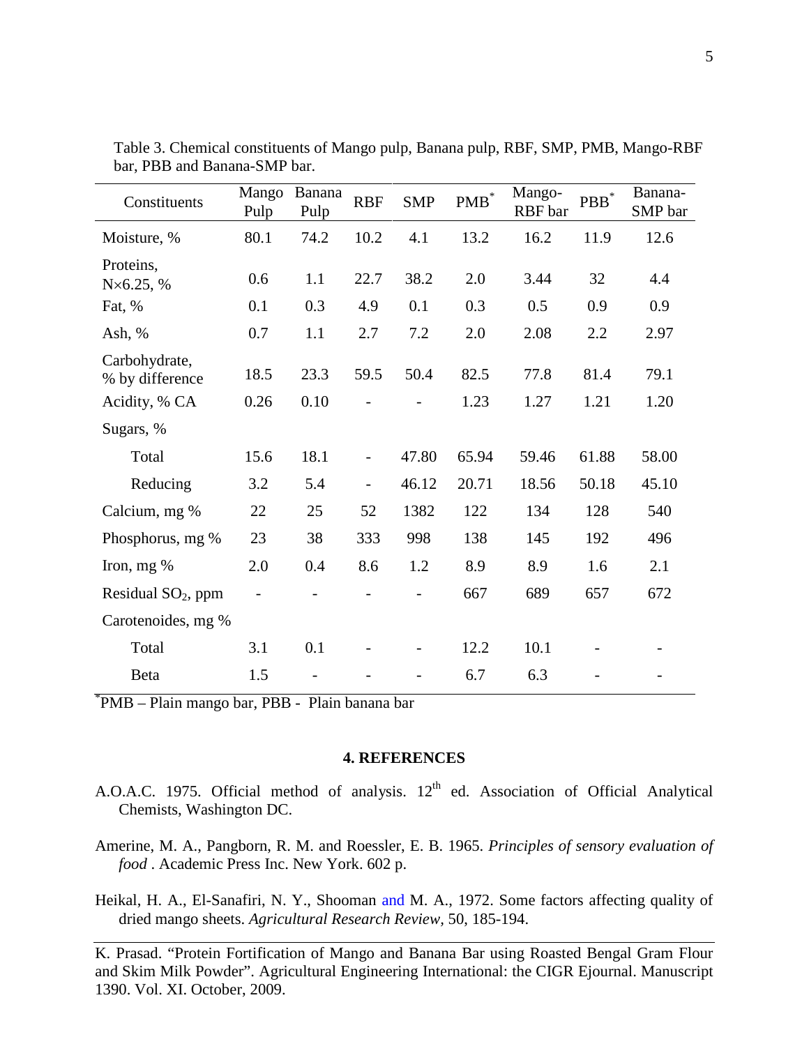Table 3. Chemical constituents of Mango pulp, Banana pulp, RBF, SMP, PMB, Mango-RBF bar, PBB and Banana-SMP bar.

| Constituents | Mango Pulp | Banana Pulp | RBF | SMP | PMB* | Mango-RBF bar | PBB* | Banana-SMP bar |
|---|---|---|---|---|---|---|---|---|
| Moisture, % | 80.1 | 74.2 | 10.2 | 4.1 | 13.2 | 16.2 | 11.9 | 12.6 |
| Proteins, N×6.25, % | 0.6 | 1.1 | 22.7 | 38.2 | 2.0 | 3.44 | 32 | 4.4 |
| Fat, % | 0.1 | 0.3 | 4.9 | 0.1 | 0.3 | 0.5 | 0.9 | 0.9 |
| Ash, % | 0.7 | 1.1 | 2.7 | 7.2 | 2.0 | 2.08 | 2.2 | 2.97 |
| Carbohydrate, % by difference | 18.5 | 23.3 | 59.5 | 50.4 | 82.5 | 77.8 | 81.4 | 79.1 |
| Acidity, % CA | 0.26 | 0.10 | - | - | 1.23 | 1.27 | 1.21 | 1.20 |
| Sugars, % | | | | | | | | |
| Total | 15.6 | 18.1 | - | 47.80 | 65.94 | 59.46 | 61.88 | 58.00 |
| Reducing | 3.2 | 5.4 | - | 46.12 | 20.71 | 18.56 | 50.18 | 45.10 |
| Calcium, mg % | 22 | 25 | 52 | 1382 | 122 | 134 | 128 | 540 |
| Phosphorus, mg % | 23 | 38 | 333 | 998 | 138 | 145 | 192 | 496 |
| Iron, mg % | 2.0 | 0.4 | 8.6 | 1.2 | 8.9 | 8.9 | 1.6 | 2.1 |
| Residual $SO_2$, ppm | - | - | - | - | 667 | 689 | 657 | 672 |
| Carotenoides, mg % | | | | | | | | |
| Total | 3.1 | 0.1 | - | - | 12.2 | 10.1 | - | - |
| Beta | 1.5 | - | - | - | 6.7 | 6.3 | - | - |

*PMB – Plain mango bar, PBB - Plain banana bar

## 4. REFERENCES

A.O.A.C. 1975. Official method of analysis. 12th ed. Association of Official Analytical Chemists, Washington DC.

Amerine, M. A., Pangborn, R. M. and Roessler, E. B. 1965. *Principles of sensory evaluation of food* . Academic Press Inc. New York. 602 p.

Heikal, H. A., El-Sanafiri, N. Y., Shooman and M. A., 1972. Some factors affecting quality of dried mango sheets. *Agricultural Research Review*, 50, 185-194.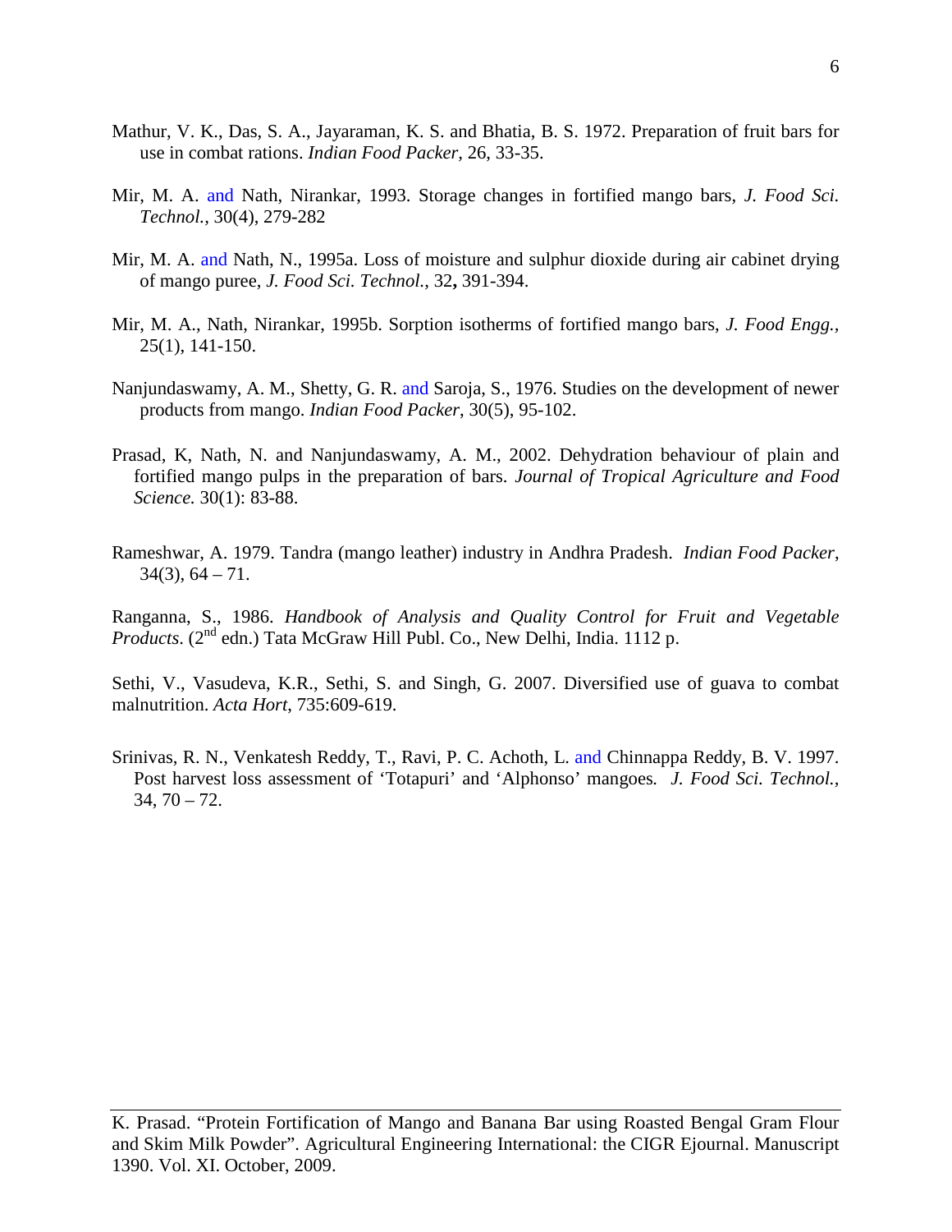Mathur, V. K., Das, S. A., Jayaraman, K. S. and Bhatia, B. S. 1972. Preparation of fruit bars for use in combat rations. *Indian Food Packer*, 26, 33-35.

Mir, M. A. and Nath, Nirankar, 1993. Storage changes in fortified mango bars, *J. Food Sci. Technol.,* 30(4), 279-282

Mir, M. A. and Nath, N., 1995a. Loss of moisture and sulphur dioxide during air cabinet drying of mango puree, *J. Food Sci. Technol.*, 32**,** 391-394.

Mir, M. A., Nath, Nirankar, 1995b. Sorption isotherms of fortified mango bars, *J. Food Engg.,* 25(1), 141-150.

Nanjundaswamy, A. M., Shetty, G. R. and Saroja, S., 1976. Studies on the development of newer products from mango. *Indian Food Packer*, 30(5), 95-102.

Prasad, K, Nath, N. and Nanjundaswamy, A. M., 2002. Dehydration behaviour of plain and fortified mango pulps in the preparation of bars. *Journal of Tropical Agriculture and Food Science.* 30(1): 83-88.

Rameshwar, A. 1979. Tandra (mango leather) industry in Andhra Pradesh. *Indian Food Packer*, 34(3), 64 – 71.

Ranganna, S., 1986. *Handbook of Analysis and Quality Control for Fruit and Vegetable Products*. (2nd edn.) Tata McGraw Hill Publ. Co., New Delhi, India. 1112 p.

Sethi, V., Vasudeva, K.R., Sethi, S. and Singh, G. 2007. Diversified use of guava to combat malnutrition. *Acta Hort*, 735:609-619.

Srinivas, R. N., Venkatesh Reddy, T., Ravi, P. C. Achoth, L. and Chinnappa Reddy, B. V. 1997. Post harvest loss assessment of 'Totapuri' and 'Alphonso' mangoes*. J. Food Sci. Technol.,* 34, 70 – 72.